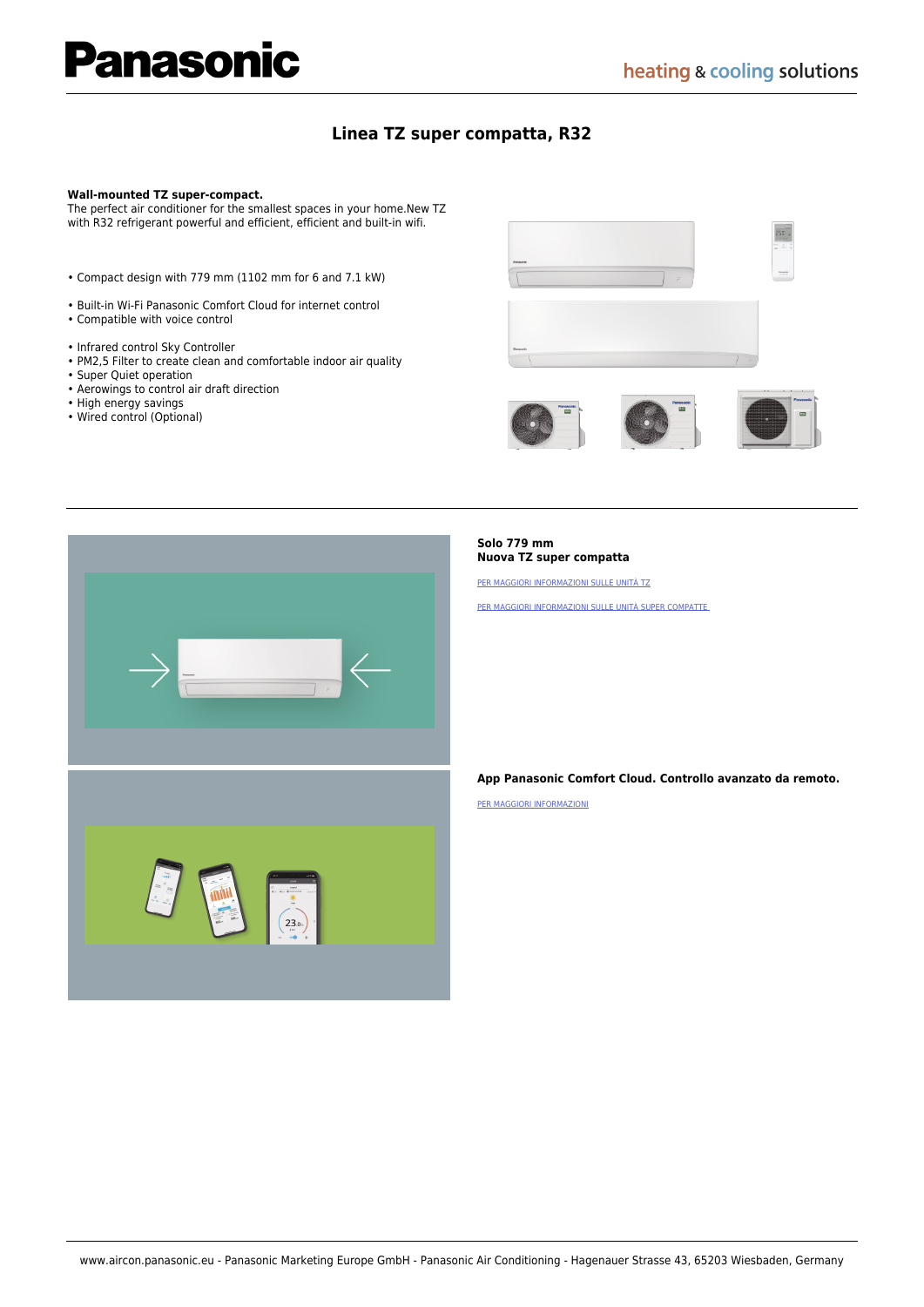# Linea TZ super compatta, R32

**Wall-mounted TZ super-compact.**
The perfect air conditioner for the smallest spaces in your home.New TZ with R32 refrigerant powerful and efficient, efficient and built-in wifi.

- Compact design with 779 mm (1102 mm for 6 and 7.1 kW)

- Built-in Wi-Fi Panasonic Comfort Cloud for internet control
- Compatible with voice control

- Infrared control Sky Controller
- PM2,5 Filter to create clean and comfortable indoor air quality
- Super Quiet operation
- Aerowings to control air draft direction
- High energy savings
- Wired control (Optional)

**Solo 779 mm**
**Nuova TZ super compatta**

PER MAGGIORI INFORMAZIONI SULLE UNITÀ TZ

PER MAGGIORI INFORMAZIONI SULLE UNITÀ SUPER COMPATTE

**App Panasonic Comfort Cloud. Controllo avanzato da remoto.**

PER MAGGIORI INFORMAZIONI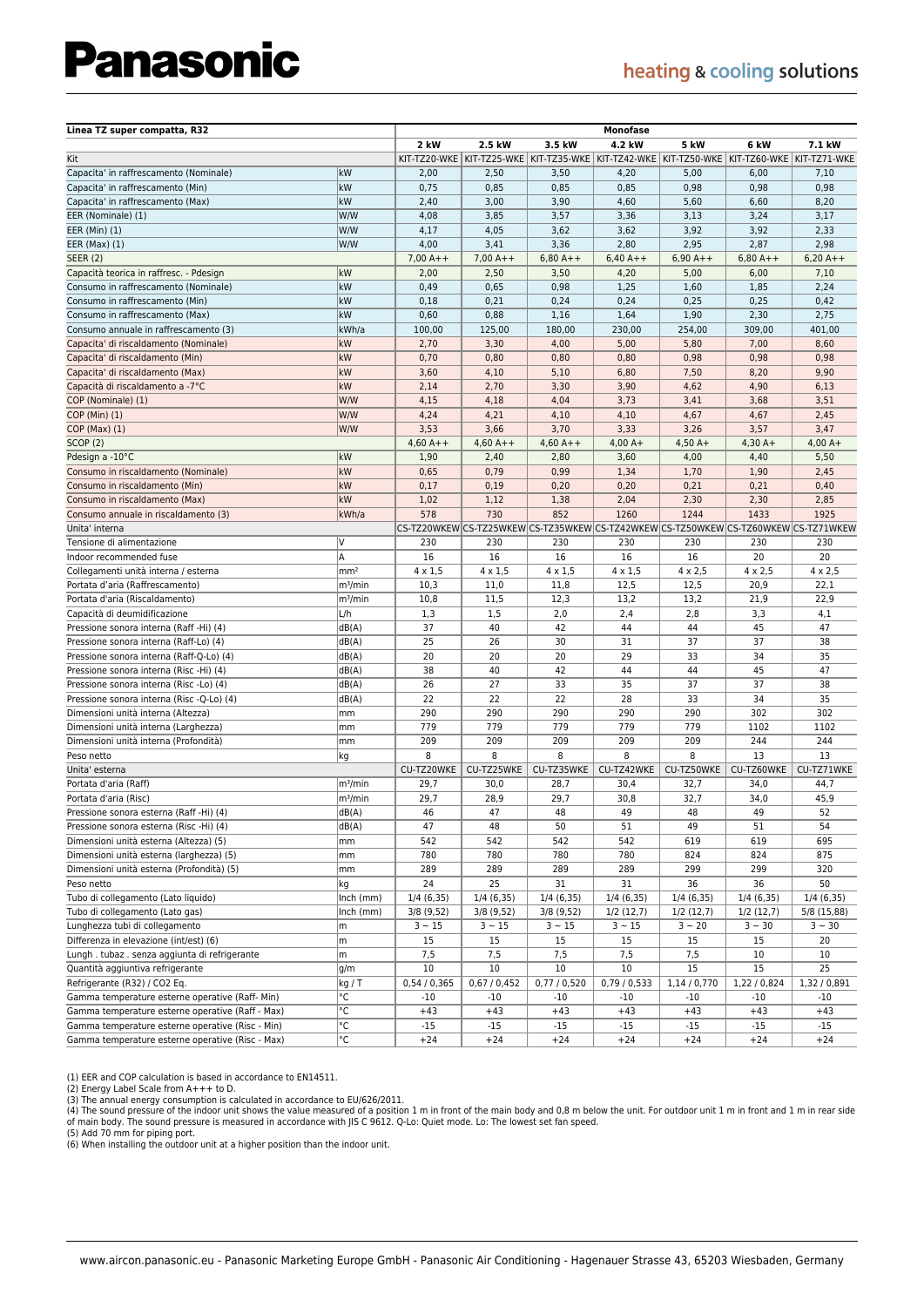| Linea TZ super compatta, R32 | | Monofase | | | | | | |
|---|---|---|---|---|---|---|---|---|
| | | 2 kW | 2.5 kW | 3.5 kW | 4.2 kW | 5 kW | 6 kW | 7.1 kW |
| Kit | | KIT-TZ20-WKE | KIT-TZ25-WKE | KIT-TZ35-WKE | KIT-TZ42-WKE | KIT-TZ50-WKE | KIT-TZ60-WKE | KIT-TZ71-WKE |
| Capacita' in raffrescamento (Nominale) | kW | 2,00 | 2,50 | 3,50 | 4,20 | 5,00 | 6,00 | 7,10 |
| Capacita' in raffrescamento (Min) | kW | 0,75 | 0,85 | 0,85 | 0,85 | 0,98 | 0,98 | 0,98 |
| Capacita' in raffrescamento (Max) | kW | 2,40 | 3,00 | 3,90 | 4,60 | 5,60 | 6,60 | 8,20 |
| EER (Nominale) (1) | W/W | 4,08 | 3,85 | 3,57 | 3,36 | 3,13 | 3,24 | 3,17 |
| EER (Min) (1) | W/W | 4,17 | 4,05 | 3,62 | 3,62 | 3,92 | 3,92 | 2,33 |
| EER (Max) (1) | W/W | 4,00 | 3,41 | 3,36 | 2,80 | 2,95 | 2,87 | 2,98 |
| SEER (2) | | 7,00 A++ | 7,00 A++ | 6,80 A++ | 6,40 A++ | 6,90 A++ | 6,80 A++ | 6,20 A++ |
| Capacità teorica in raffresc. - Pdesign | kW | 2,00 | 2,50 | 3,50 | 4,20 | 5,00 | 6,00 | 7,10 |
| Consumo in raffrescamento (Nominale) | kW | 0,49 | 0,65 | 0,98 | 1,25 | 1,60 | 1,85 | 2,24 |
| Consumo in raffrescamento (Min) | kW | 0,18 | 0,21 | 0,24 | 0,24 | 0,25 | 0,25 | 0,42 |
| Consumo in raffrescamento (Max) | kW | 0,60 | 0,88 | 1,16 | 1,64 | 1,90 | 2,30 | 2,75 |
| Consumo annuale in raffrescamento (3) | kWh/a | 100,00 | 125,00 | 180,00 | 230,00 | 254,00 | 309,00 | 401,00 |
| Capacita' di riscaldamento (Nominale) | kW | 2,70 | 3,30 | 4,00 | 5,00 | 5,80 | 7,00 | 8,60 |
| Capacita' di riscaldamento (Min) | kW | 0,70 | 0,80 | 0,80 | 0,80 | 0,98 | 0,98 | 0,98 |
| Capacita' di riscaldamento (Max) | kW | 3,60 | 4,10 | 5,10 | 6,80 | 7,50 | 8,20 | 9,90 |
| Capacità di riscaldamento a -7°C | kW | 2,14 | 2,70 | 3,30 | 3,90 | 4,62 | 4,90 | 6,13 |
| COP (Nominale) (1) | W/W | 4,15 | 4,18 | 4,04 | 3,73 | 3,41 | 3,68 | 3,51 |
| COP (Min) (1) | W/W | 4,24 | 4,21 | 4,10 | 4,10 | 4,67 | 4,67 | 2,45 |
| COP (Max) (1) | W/W | 3,53 | 3,66 | 3,70 | 3,33 | 3,26 | 3,57 | 3,47 |
| SCOP (2) | | 4,60 A++ | 4,60 A++ | 4,60 A++ | 4,00 A+ | 4,50 A+ | 4,30 A+ | 4,00 A+ |
| Pdesign a -10°C | kW | 1,90 | 2,40 | 2,80 | 3,60 | 4,00 | 4,40 | 5,50 |
| Consumo in riscaldamento (Nominale) | kW | 0,65 | 0,79 | 0,99 | 1,34 | 1,70 | 1,90 | 2,45 |
| Consumo in riscaldamento (Min) | kW | 0,17 | 0,19 | 0,20 | 0,20 | 0,21 | 0,21 | 0,40 |
| Consumo in riscaldamento (Max) | kW | 1,02 | 1,12 | 1,38 | 2,04 | 2,30 | 2,30 | 2,85 |
| Consumo annuale in riscaldamento (3) | kWh/a | 578 | 730 | 852 | 1260 | 1244 | 1433 | 1925 |
| Unita' interna | | CS-TZ20WKEW | CS-TZ25WKEW | CS-TZ35WKEW | CS-TZ42WKEW | CS-TZ50WKEW | CS-TZ60WKEW | CS-TZ71WKEW |
| Tensione di alimentazione | V | 230 | 230 | 230 | 230 | 230 | 230 | 230 |
| Indoor recommended fuse | A | 16 | 16 | 16 | 16 | 16 | 20 | 20 |
| Collegamenti unità interna / esterna | mm² | 4 x 1,5 | 4 x 1,5 | 4 x 1,5 | 4 x 1,5 | 4 x 2,5 | 4 x 2,5 | 4 x 2,5 |
| Portata d'aria (Raffrescamento) | m³/min | 10,3 | 11,0 | 11,8 | 12,5 | 12,5 | 20,9 | 22,1 |
| Portata d'aria (Riscaldamento) | m³/min | 10,8 | 11,5 | 12,3 | 13,2 | 13,2 | 21,9 | 22,9 |
| Capacità di deumidificazione | L/h | 1,3 | 1,5 | 2,0 | 2,4 | 2,8 | 3,3 | 4,1 |
| Pressione sonora interna (Raff -Hi) (4) | dB(A) | 37 | 40 | 42 | 44 | 44 | 45 | 47 |
| Pressione sonora interna (Raff-Lo) (4) | dB(A) | 25 | 26 | 30 | 31 | 37 | 37 | 38 |
| Pressione sonora interna (Raff-Q-Lo) (4) | dB(A) | 20 | 20 | 20 | 29 | 33 | 34 | 35 |
| Pressione sonora interna (Risc -Hi) (4) | dB(A) | 38 | 40 | 42 | 44 | 44 | 45 | 47 |
| Pressione sonora interna (Risc -Lo) (4) | dB(A) | 26 | 27 | 33 | 35 | 37 | 37 | 38 |
| Pressione sonora interna (Risc -Q-Lo) (4) | dB(A) | 22 | 22 | 22 | 28 | 33 | 34 | 35 |
| Dimensioni unità interna (Altezza) | mm | 290 | 290 | 290 | 290 | 290 | 302 | 302 |
| Dimensioni unità interna (Larghezza) | mm | 779 | 779 | 779 | 779 | 779 | 1102 | 1102 |
| Dimensioni unità interna (Profondità) | mm | 209 | 209 | 209 | 209 | 209 | 244 | 244 |
| Peso netto | kg | 8 | 8 | 8 | 8 | 8 | 13 | 13 |
| Unita' esterna | | CU-TZ20WKE | CU-TZ25WKE | CU-TZ35WKE | CU-TZ42WKE | CU-TZ50WKE | CU-TZ60WKE | CU-TZ71WKE |
| Portata d'aria (Raff) | m³/min | 29,7 | 30,0 | 28,7 | 30,4 | 32,7 | 34,0 | 44,7 |
| Portata d'aria (Risc) | m³/min | 29,7 | 28,9 | 29,7 | 30,8 | 32,7 | 34,0 | 45,9 |
| Pressione sonora esterna (Raff -Hi) (4) | dB(A) | 46 | 47 | 48 | 49 | 48 | 49 | 52 |
| Pressione sonora esterna (Risc -Hi) (4) | dB(A) | 47 | 48 | 50 | 51 | 49 | 51 | 54 |
| Dimensioni unità esterna (Altezza) (5) | mm | 542 | 542 | 542 | 542 | 619 | 619 | 695 |
| Dimensioni unità esterna (larghezza) (5) | mm | 780 | 780 | 780 | 780 | 824 | 824 | 875 |
| Dimensioni unità esterna (Profondità) (5) | mm | 289 | 289 | 289 | 289 | 299 | 299 | 320 |
| Peso netto | kg | 24 | 25 | 31 | 31 | 36 | 36 | 50 |
| Tubo di collegamento (Lato liquido) | Inch (mm) | 1/4 (6,35) | 1/4 (6,35) | 1/4 (6,35) | 1/4 (6,35) | 1/4 (6,35) | 1/4 (6,35) | 1/4 (6,35) |
| Tubo di collegamento (Lato gas) | Inch (mm) | 3/8 (9,52) | 3/8 (9,52) | 3/8 (9,52) | 1/2 (12,7) | 1/2 (12,7) | 1/2 (12,7) | 5/8 (15,88) |
| Lunghezza tubi di collegamento | m | 3 ~ 15 | 3 ~ 15 | 3 ~ 15 | 3 ~ 15 | 3 ~ 20 | 3 ~ 30 | 3 ~ 30 |
| Differenza in elevazione (int/est) (6) | m | 15 | 15 | 15 | 15 | 15 | 15 | 20 |
| Lungh . tubaz . senza aggiunta di refrigerante | m | 7,5 | 7,5 | 7,5 | 7,5 | 7,5 | 10 | 10 |
| Quantità aggiuntiva refrigerante | g/m | 10 | 10 | 10 | 10 | 15 | 15 | 25 |
| Refrigerante (R32) / CO2 Eq. | kg / T | 0,54 / 0,365 | 0,67 / 0,452 | 0,77 / 0,520 | 0,79 / 0,533 | 1,14 / 0,770 | 1,22 / 0,824 | 1,32 / 0,891 |
| Gamma temperature esterne operative (Raff- Min) | °C | -10 | -10 | -10 | -10 | -10 | -10 | -10 |
| Gamma temperature esterne operative (Raff - Max) | °C | +43 | +43 | +43 | +43 | +43 | +43 | +43 |
| Gamma temperature esterne operative (Risc - Min) | °C | -15 | -15 | -15 | -15 | -15 | -15 | -15 |
| Gamma temperature esterne operative (Risc - Max) | °C | +24 | +24 | +24 | +24 | +24 | +24 | +24 |

(1) EER and COP calculation is based in accordance to EN14511.
(2) Energy Label Scale from A+++ to D.
(3) The annual energy consumption is calculated in accordance to EU/626/2011.
(4) The sound pressure of the indoor unit shows the value measured of a position 1 m in front of the main body and 0,8 m below the unit. For outdoor unit 1 m in front and 1 m in rear side of main body. The sound pressure is measured in accordance with JIS C 9612. Q-Lo: Quiet mode. Lo: The lowest set fan speed.
(5) Add 70 mm for piping port.
(6) When installing the outdoor unit at a higher position than the indoor unit.

www.aircon.panasonic.eu - Panasonic Marketing Europe GmbH - Panasonic Air Conditioning - Hagenauer Strasse 43, 65203 Wiesbaden, Germany